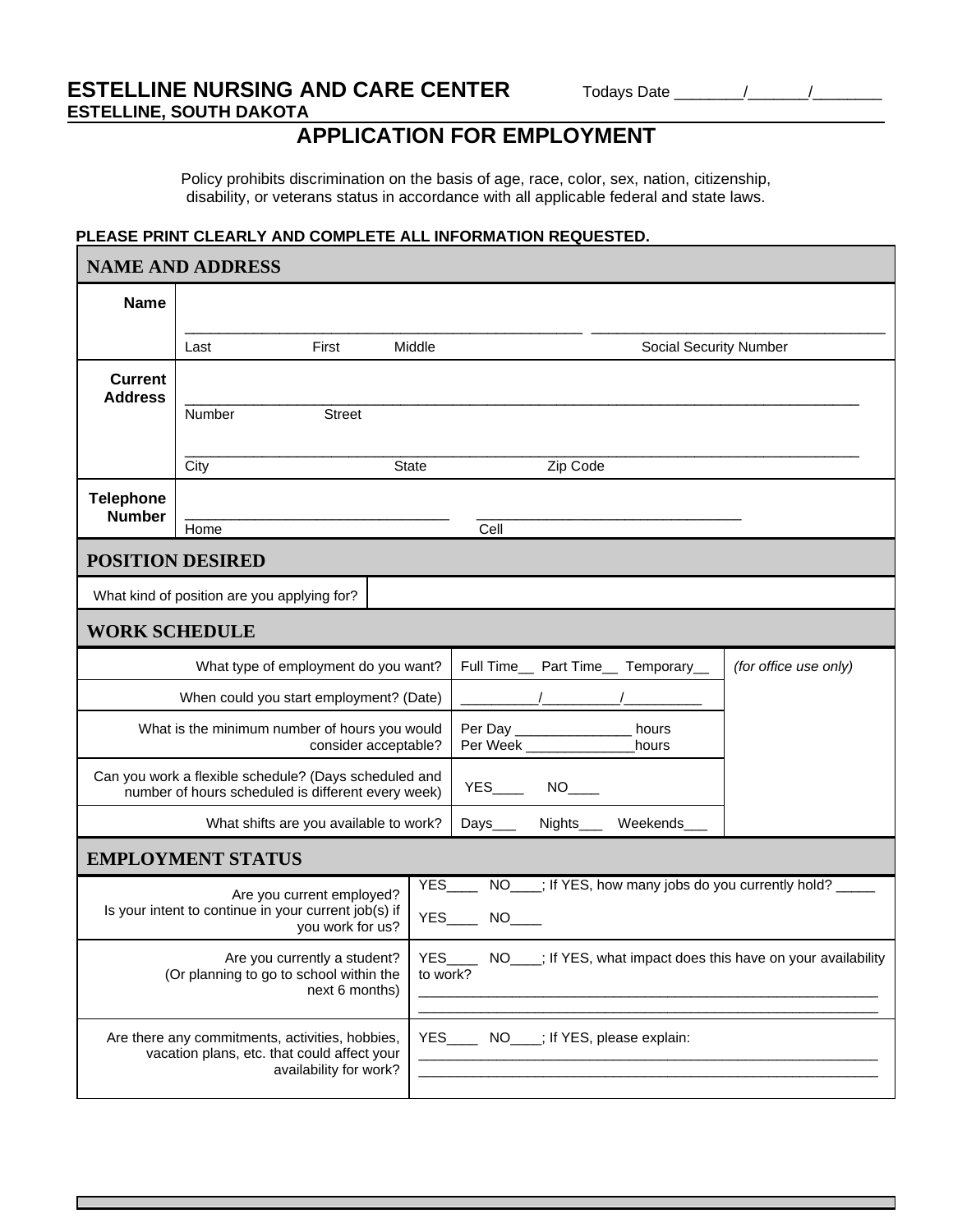**ESTELLINE NURSING AND CARE CENTER** Todays Date ________/_______/________
**ESTELLINE, SOUTH DAKOTA**

# APPLICATION FOR EMPLOYMENT

Policy prohibits discrimination on the basis of age, race, color, sex, nation, citizenship, disability, or veterans status in accordance with all applicable federal and state laws.

**PLEASE PRINT CLEARLY AND COMPLETE ALL INFORMATION REQUESTED.**

## NAME AND ADDRESS

| | |
|---|---|
| **Name** | ________________________________________ ______________________________ <br> Last First Middle Social Security Number |
| **Current Address** | ____________________________________________________________ <br> Number Street <br> ____________________________________________________________ <br> City State Zip Code |
| **Telephone Number** | ______________________________ ______________________________ <br> Home Cell |

## POSITION DESIRED

| | |
|---|---|
| What kind of position are you applying for? | |

## WORK SCHEDULE

| | | |
|---|---|---|
| What type of employment do you want? | Full Time__ Part Time__ Temporary__ | *(for office use only)* |
| When could you start employment? (Date) | __________/__________/__________ | |
| What is the minimum number of hours you would consider acceptable? | Per Day _______________ hours <br> Per Week ______________hours | |
| Can you work a flexible schedule? (Days scheduled and number of hours scheduled is different every week) | YES____ NO____ | |
| What shifts are you available to work? | Days___ Nights___ Weekends___ | |

## EMPLOYMENT STATUS

| | |
|---|---|
| Are you current employed? <br> Is your intent to continue in your current job(s) if you work for us? | YES____ NO____; If YES, how many jobs do you currently hold? _____ <br> YES____ NO____ |
| Are you currently a student? (Or planning to go to school within the next 6 months) | YES____ NO____; If YES, what impact does this have on your availability to work? <br> ____________________________________________________________ <br> ____________________________________________________________ |
| Are there any commitments, activities, hobbies, vacation plans, etc. that could affect your availability for work? | YES____ NO____; If YES, please explain: <br> ____________________________________________________________ <br> ____________________________________________________________ |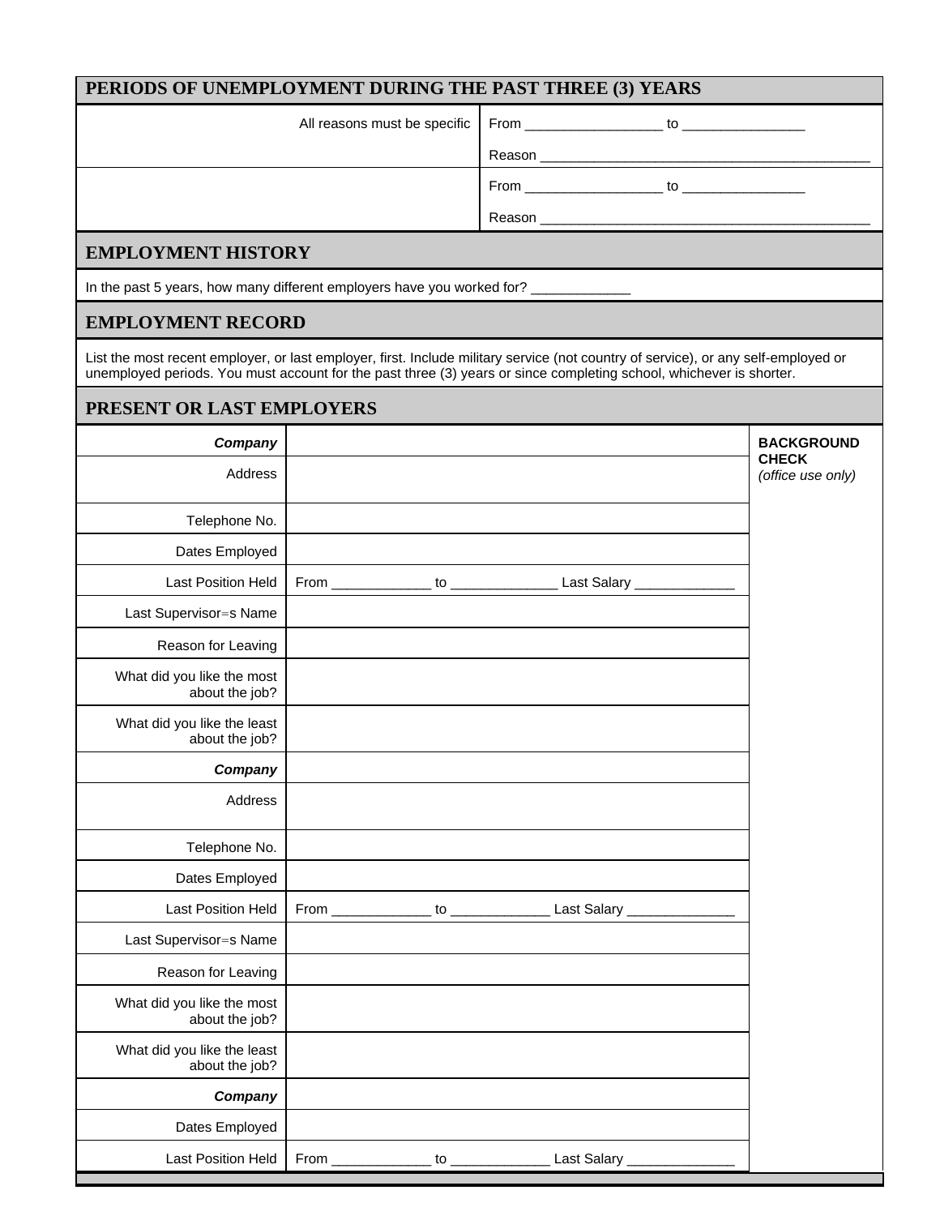## PERIODS OF UNEMPLOYMENT DURING THE PAST THREE (3) YEARS

| | |
|---|---|
| All reasons must be specific | From __________________ to ________________<br>Reason ____________________________________________ |
| | From __________________ to ________________<br>Reason ____________________________________________ |

## EMPLOYMENT HISTORY

In the past 5 years, how many different employers have you worked for? _____________

## EMPLOYMENT RECORD

List the most recent employer, or last employer, first. Include military service (not country of service), or any self-employed or unemployed periods. You must account for the past three (3) years or since completing school, whichever is shorter.

## PRESENT OR LAST EMPLOYERS

| | | **BACKGROUND CHECK** *(office use only)* |
|---|---|---|
| ***Company*** | | |
| Address | | |
| Telephone No. | | |
| Dates Employed | | |
| Last Position Held | From _____________ to ______________ Last Salary _____________ | |
| Last Supervisor=s Name | | |
| Reason for Leaving | | |
| What did you like the most about the job? | | |
| What did you like the least about the job? | | |
| ***Company*** | | |
| Address | | |
| Telephone No. | | |
| Dates Employed | | |
| Last Position Held | From _____________ to _____________ Last Salary ______________ | |
| Last Supervisor=s Name | | |
| Reason for Leaving | | |
| What did you like the most about the job? | | |
| What did you like the least about the job? | | |
| ***Company*** | | |
| Dates Employed | | |
| Last Position Held | From _____________ to _____________ Last Salary ______________ | |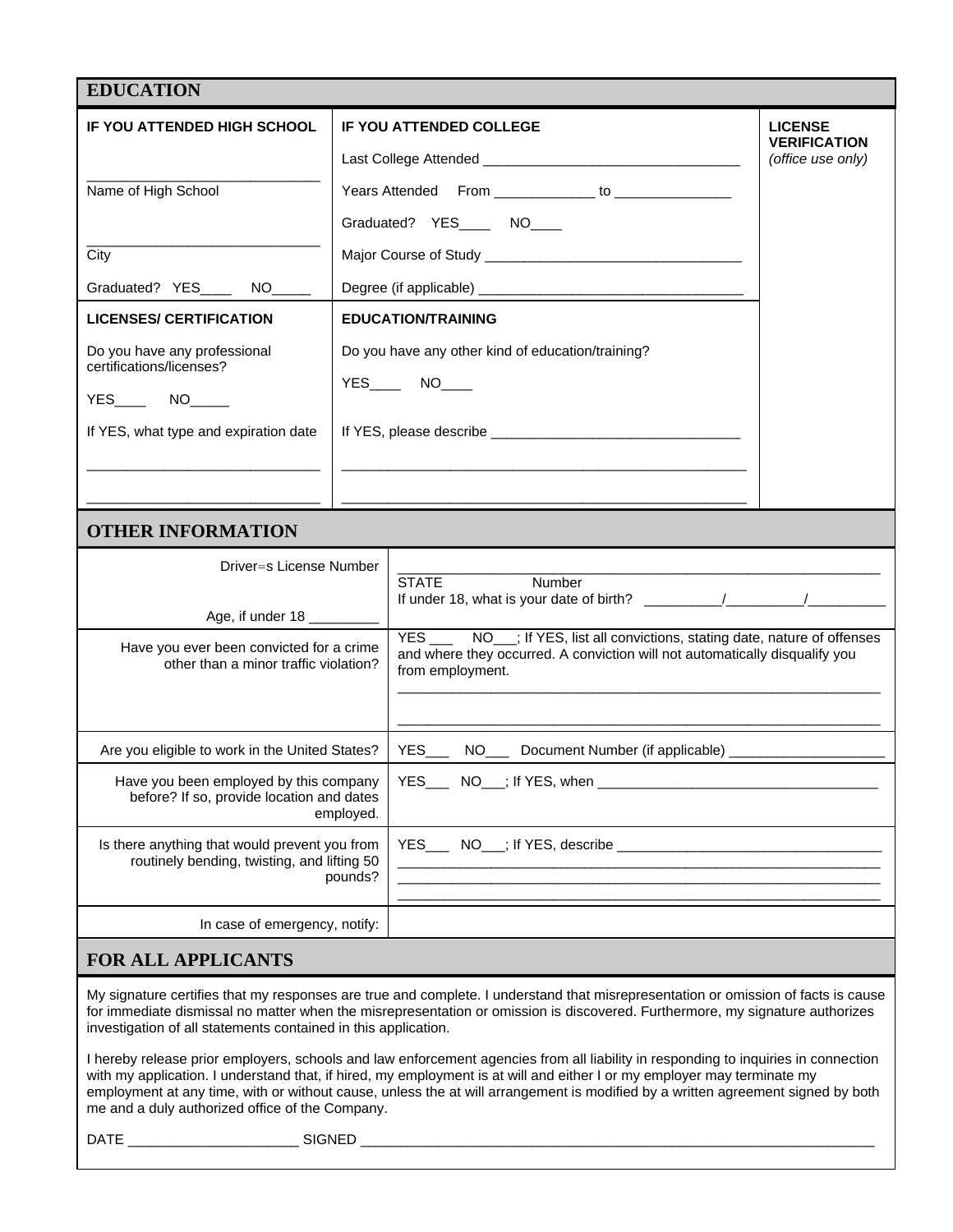## EDUCATION

| IF YOU ATTENDED HIGH SCHOOL | IF YOU ATTENDED COLLEGE | LICENSE VERIFICATION *(office use only)* |
|---|---|---|
| ______________________________ Name of High School<br>______________________________ City<br>Graduated? YES____ NO_____ | Last College Attended __________________________________<br>Years Attended From _____________ to _______________<br>Graduated? YES____ NO____<br>Major Course of Study _________________________________<br>Degree (if applicable) __________________________________ | |
| **LICENSES/ CERTIFICATION**<br>Do you have any professional certifications/licenses?<br>YES____ NO_____<br>If YES, what type and expiration date<br>______________________________<br>______________________________ | **EDUCATION/TRAINING**<br>Do you have any other kind of education/training?<br>YES____ NO____<br>If YES, please describe _________________________________<br>______________________________________________________<br>______________________________________________________ | |

## OTHER INFORMATION

| | |
|---|---|
| Driver=s License Number<br>Age, if under 18 _________ | ______________________________________________________________<br>STATE Number<br>If under 18, what is your date of birth? __________/__________/__________ |
| Have you ever been convicted for a crime other than a minor traffic violation? | YES ___ NO___; If YES, list all convictions, stating date, nature of offenses and where they occurred. A conviction will not automatically disqualify you from employment.<br>______________________________________________________________<br>______________________________________________________________ |
| Are you eligible to work in the United States? | YES___ NO___ Document Number (if applicable) ____________________ |
| Have you been employed by this company before? If so, provide location and dates employed. | YES___ NO___; If YES, when ____________________________________ |
| Is there anything that would prevent you from routinely bending, twisting, and lifting 50 pounds? | YES___ NO___; If YES, describe __________________________________<br>______________________________________________________________<br>______________________________________________________________<br>______________________________________________________________ |
| In case of emergency, notify: | |

## FOR ALL APPLICANTS

My signature certifies that my responses are true and complete. I understand that misrepresentation or omission of facts is cause for immediate dismissal no matter when the misrepresentation or omission is discovered. Furthermore, my signature authorizes investigation of all statements contained in this application.

I hereby release prior employers, schools and law enforcement agencies from all liability in responding to inquiries in connection with my application. I understand that, if hired, my employment is at will and either I or my employer may terminate my employment at any time, with or without cause, unless the at will arrangement is modified by a written agreement signed by both me and a duly authorized office of the Company.

DATE ______________________ SIGNED ____________________________________________________________________